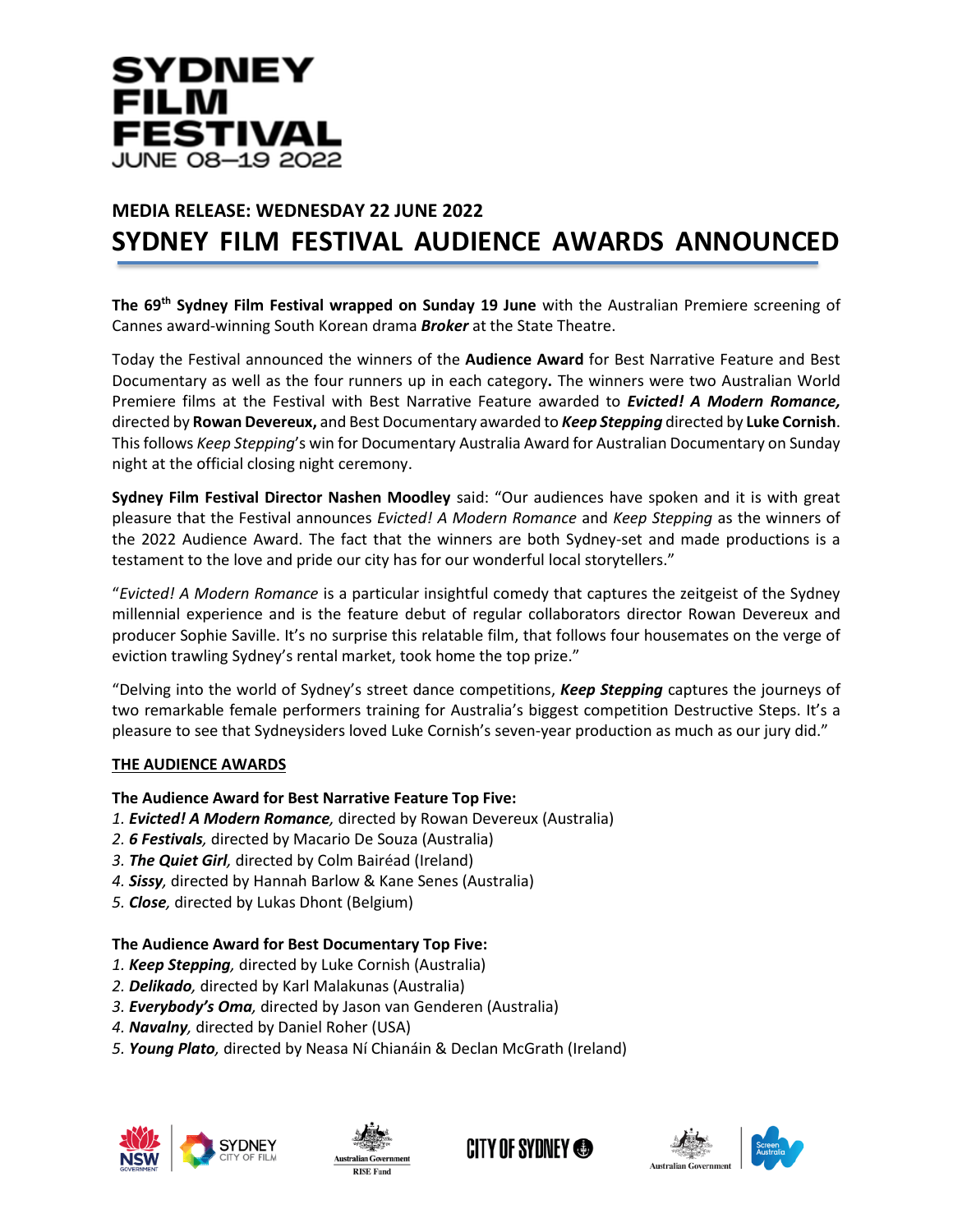# SYDNEY FILM FESTIVAL
JUNE 08–19 2022

## MEDIA RELEASE: WEDNESDAY 22 JUNE 2022

# SYDNEY FILM FESTIVAL AUDIENCE AWARDS ANNOUNCED

**The 69th Sydney Film Festival wrapped on Sunday 19 June** with the Australian Premiere screening of Cannes award-winning South Korean drama ***Broker*** at the State Theatre.

Today the Festival announced the winners of the **Audience Award** for Best Narrative Feature and Best Documentary as well as the four runners up in each category**.** The winners were two Australian World Premiere films at the Festival with Best Narrative Feature awarded to ***Evicted! A Modern Romance,*** directed by **Rowan Devereux,** and Best Documentary awarded to ***Keep Stepping*** directed by **Luke Cornish**. This follows *Keep Stepping*'s win for Documentary Australia Award for Australian Documentary on Sunday night at the official closing night ceremony.

**Sydney Film Festival Director Nashen Moodley** said: "Our audiences have spoken and it is with great pleasure that the Festival announces *Evicted! A Modern Romance* and *Keep Stepping* as the winners of the 2022 Audience Award. The fact that the winners are both Sydney-set and made productions is a testament to the love and pride our city has for our wonderful local storytellers."

"*Evicted! A Modern Romance* is a particular insightful comedy that captures the zeitgeist of the Sydney millennial experience and is the feature debut of regular collaborators director Rowan Devereux and producer Sophie Saville. It's no surprise this relatable film, that follows four housemates on the verge of eviction trawling Sydney's rental market, took home the top prize."

"Delving into the world of Sydney's street dance competitions, ***Keep Stepping*** captures the journeys of two remarkable female performers training for Australia's biggest competition Destructive Steps. It's a pleasure to see that Sydneysiders loved Luke Cornish's seven-year production as much as our jury did."

**THE AUDIENCE AWARDS**

**The Audience Award for Best Narrative Feature Top Five:**

1. ***Evicted! A Modern Romance,*** directed by Rowan Devereux (Australia)
2. ***6 Festivals,*** directed by Macario De Souza (Australia)
3. ***The Quiet Girl,*** directed by Colm Bairéad (Ireland)
4. ***Sissy,*** directed by Hannah Barlow & Kane Senes (Australia)
5. ***Close,*** directed by Lukas Dhont (Belgium)

**The Audience Award for Best Documentary Top Five:**

1. ***Keep Stepping,*** directed by Luke Cornish (Australia)
2. ***Delikado,*** directed by Karl Malakunas (Australia)
3. ***Everybody's Oma,*** directed by Jason van Genderen (Australia)
4. ***Navalny,*** directed by Daniel Roher (USA)
5. ***Young Plato,*** directed by Neasa Ní Chianáin & Declan McGrath (Ireland)

NSW Government | Sydney City of Film | Australian Government RISE Fund | City of Sydney | Australian Government Screen Australia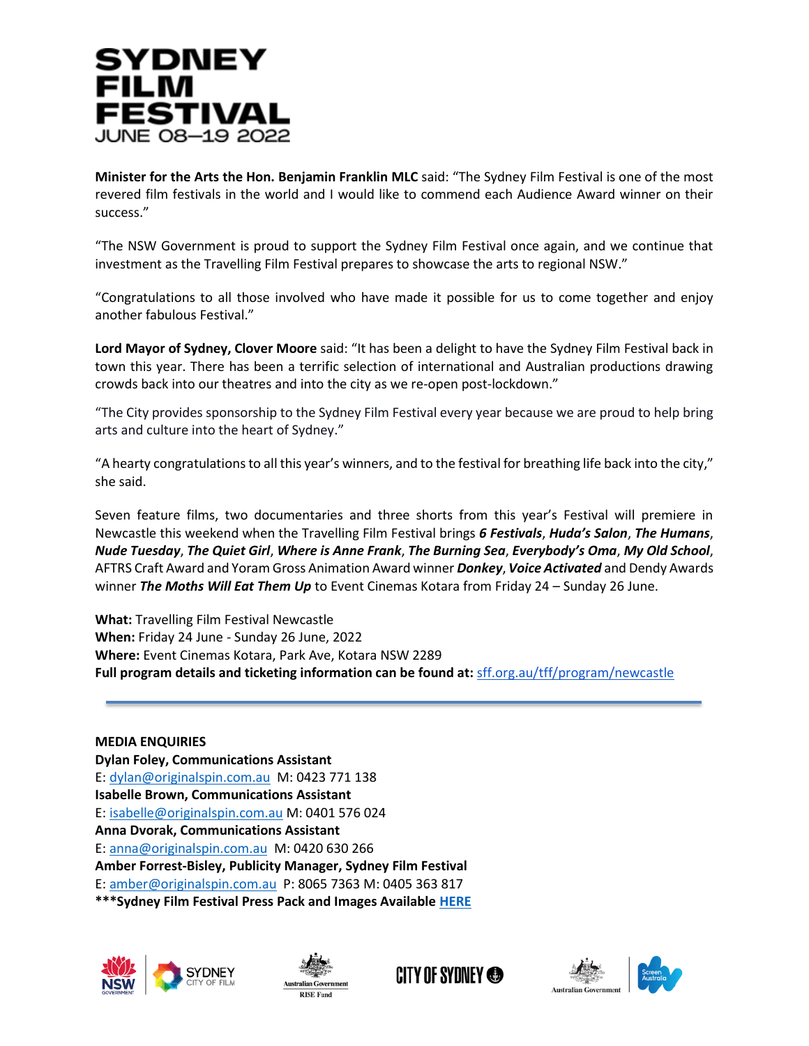**SYDNEY FILM FESTIVAL**
JUNE 08—19 2022

**Minister for the Arts the Hon. Benjamin Franklin MLC** said: "The Sydney Film Festival is one of the most revered film festivals in the world and I would like to commend each Audience Award winner on their success."

"The NSW Government is proud to support the Sydney Film Festival once again, and we continue that investment as the Travelling Film Festival prepares to showcase the arts to regional NSW."

"Congratulations to all those involved who have made it possible for us to come together and enjoy another fabulous Festival."

**Lord Mayor of Sydney, Clover Moore** said: "It has been a delight to have the Sydney Film Festival back in town this year. There has been a terrific selection of international and Australian productions drawing crowds back into our theatres and into the city as we re-open post-lockdown."

"The City provides sponsorship to the Sydney Film Festival every year because we are proud to help bring arts and culture into the heart of Sydney."

"A hearty congratulations to all this year's winners, and to the festival for breathing life back into the city," she said.

Seven feature films, two documentaries and three shorts from this year's Festival will premiere in Newcastle this weekend when the Travelling Film Festival brings ***6 Festivals***, ***Huda's Salon***, ***The Humans***, ***Nude Tuesday***, ***The Quiet Girl***, ***Where is Anne Frank***, ***The Burning Sea***, ***Everybody's Oma***, ***My Old School***, AFTRS Craft Award and Yoram Gross Animation Award winner ***Donkey***, ***Voice Activated*** and Dendy Awards winner ***The Moths Will Eat Them Up*** to Event Cinemas Kotara from Friday 24 – Sunday 26 June.

**What:** Travelling Film Festival Newcastle
**When:** Friday 24 June - Sunday 26 June, 2022
**Where:** Event Cinemas Kotara, Park Ave, Kotara NSW 2289
**Full program details and ticketing information can be found at:** sff.org.au/tff/program/newcastle

---

**MEDIA ENQUIRIES**
**Dylan Foley, Communications Assistant**
E: dylan@originalspin.com.au M: 0423 771 138
**Isabelle Brown, Communications Assistant**
E: isabelle@originalspin.com.au M: 0401 576 024
**Anna Dvorak, Communications Assistant**
E: anna@originalspin.com.au M: 0420 630 266
**Amber Forrest-Bisley, Publicity Manager, Sydney Film Festival**
E: amber@originalspin.com.au P: 8065 7363 M: 0405 363 817
**\*\*\*Sydney Film Festival Press Pack and Images Available HERE**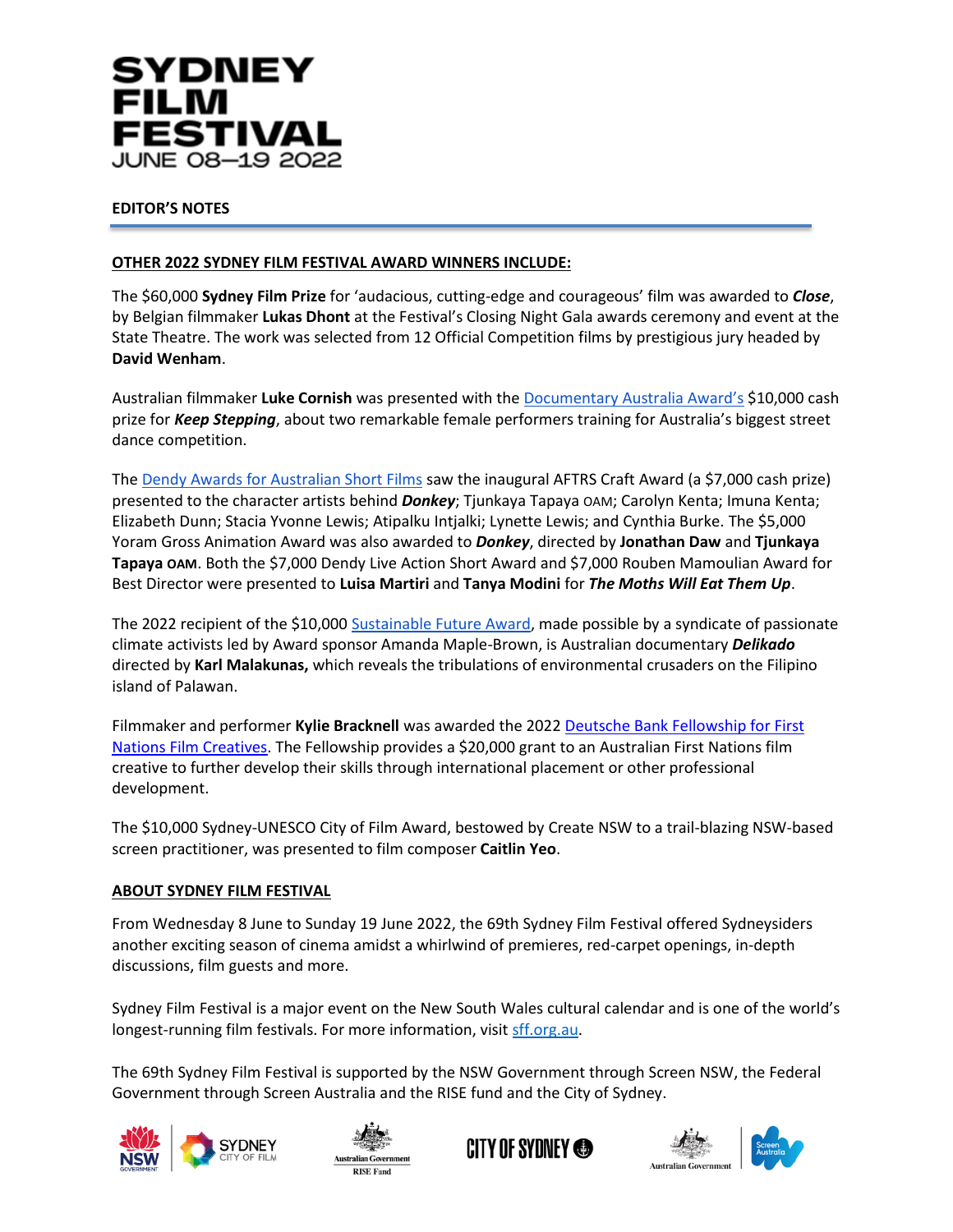**SYDNEY FILM FESTIVAL**
**JUNE 08–19 2022**

**EDITOR'S NOTES**

**OTHER 2022 SYDNEY FILM FESTIVAL AWARD WINNERS INCLUDE:**

The $60,000 **Sydney Film Prize** for 'audacious, cutting-edge and courageous' film was awarded to ***Close***, by Belgian filmmaker **Lukas Dhont** at the Festival's Closing Night Gala awards ceremony and event at the State Theatre. The work was selected from 12 Official Competition films by prestigious jury headed by **David Wenham**.

Australian filmmaker **Luke Cornish** was presented with the Documentary Australia Award's $10,000 cash prize for ***Keep Stepping***, about two remarkable female performers training for Australia's biggest street dance competition.

The Dendy Awards for Australian Short Films saw the inaugural AFTRS Craft Award (a $7,000 cash prize) presented to the character artists behind ***Donkey***; Tjunkaya Tapaya OAM; Carolyn Kenta; Imuna Kenta; Elizabeth Dunn; Stacia Yvonne Lewis; Atipalku Intjalki; Lynette Lewis; and Cynthia Burke. The $5,000 Yoram Gross Animation Award was also awarded to ***Donkey***, directed by **Jonathan Daw** and **Tjunkaya Tapaya OAM**. Both the $7,000 Dendy Live Action Short Award and $7,000 Rouben Mamoulian Award for Best Director were presented to **Luisa Martiri** and **Tanya Modini** for ***The Moths Will Eat Them Up***.

The 2022 recipient of the $10,000 Sustainable Future Award, made possible by a syndicate of passionate climate activists led by Award sponsor Amanda Maple-Brown, is Australian documentary ***Delikado*** directed by **Karl Malakunas,** which reveals the tribulations of environmental crusaders on the Filipino island of Palawan.

Filmmaker and performer **Kylie Bracknell** was awarded the 2022 Deutsche Bank Fellowship for First Nations Film Creatives. The Fellowship provides a $20,000 grant to an Australian First Nations film creative to further develop their skills through international placement or other professional development.

The $10,000 Sydney-UNESCO City of Film Award, bestowed by Create NSW to a trail-blazing NSW-based screen practitioner, was presented to film composer **Caitlin Yeo**.

**ABOUT SYDNEY FILM FESTIVAL**

From Wednesday 8 June to Sunday 19 June 2022, the 69th Sydney Film Festival offered Sydneysiders another exciting season of cinema amidst a whirlwind of premieres, red-carpet openings, in-depth discussions, film guests and more.

Sydney Film Festival is a major event on the New South Wales cultural calendar and is one of the world's longest-running film festivals. For more information, visit sff.org.au.

The 69th Sydney Film Festival is supported by the NSW Government through Screen NSW, the Federal Government through Screen Australia and the RISE fund and the City of Sydney.